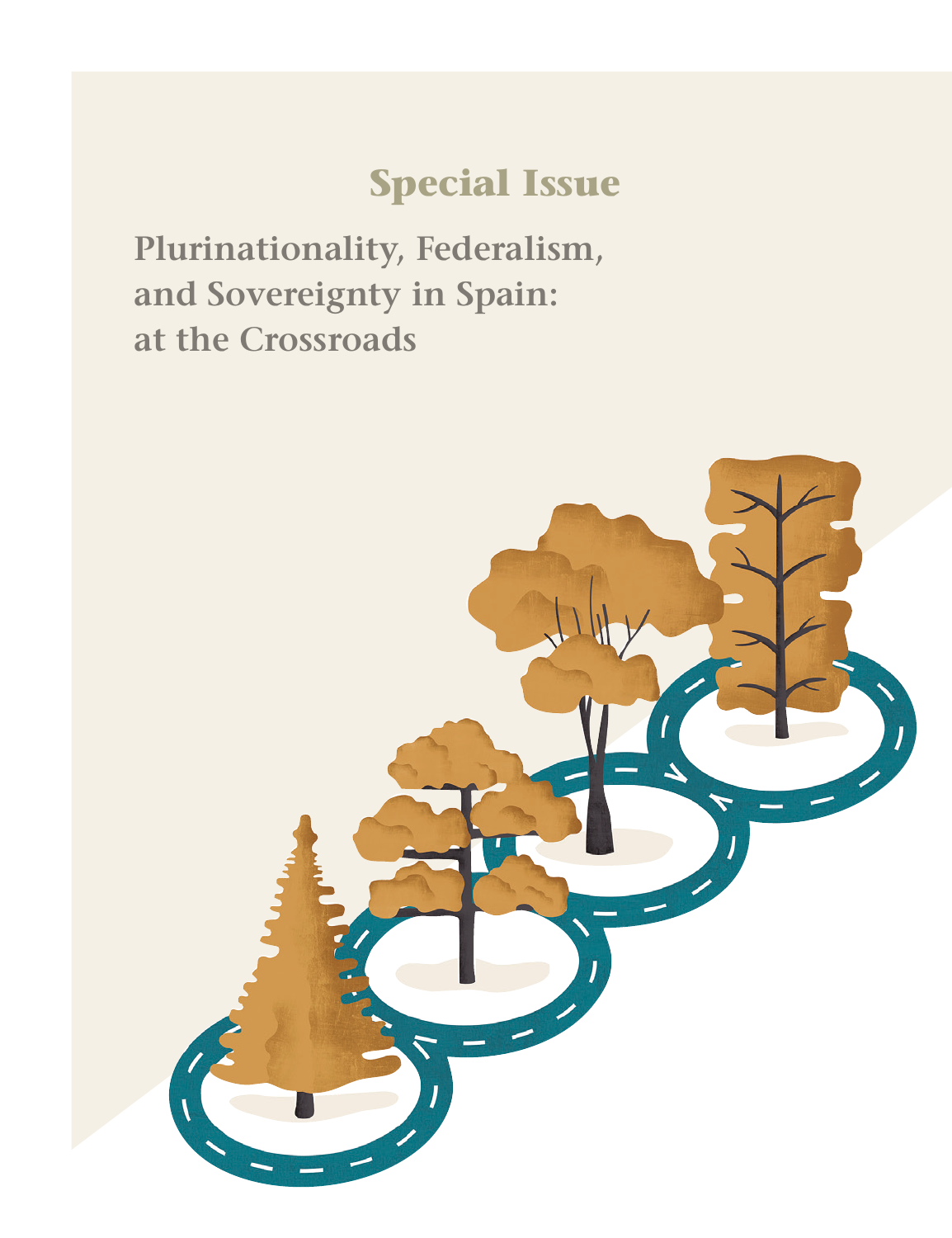# Special Issue

## Plurinationality, Federalism, and Sovereignty in Spain: at the Crossroads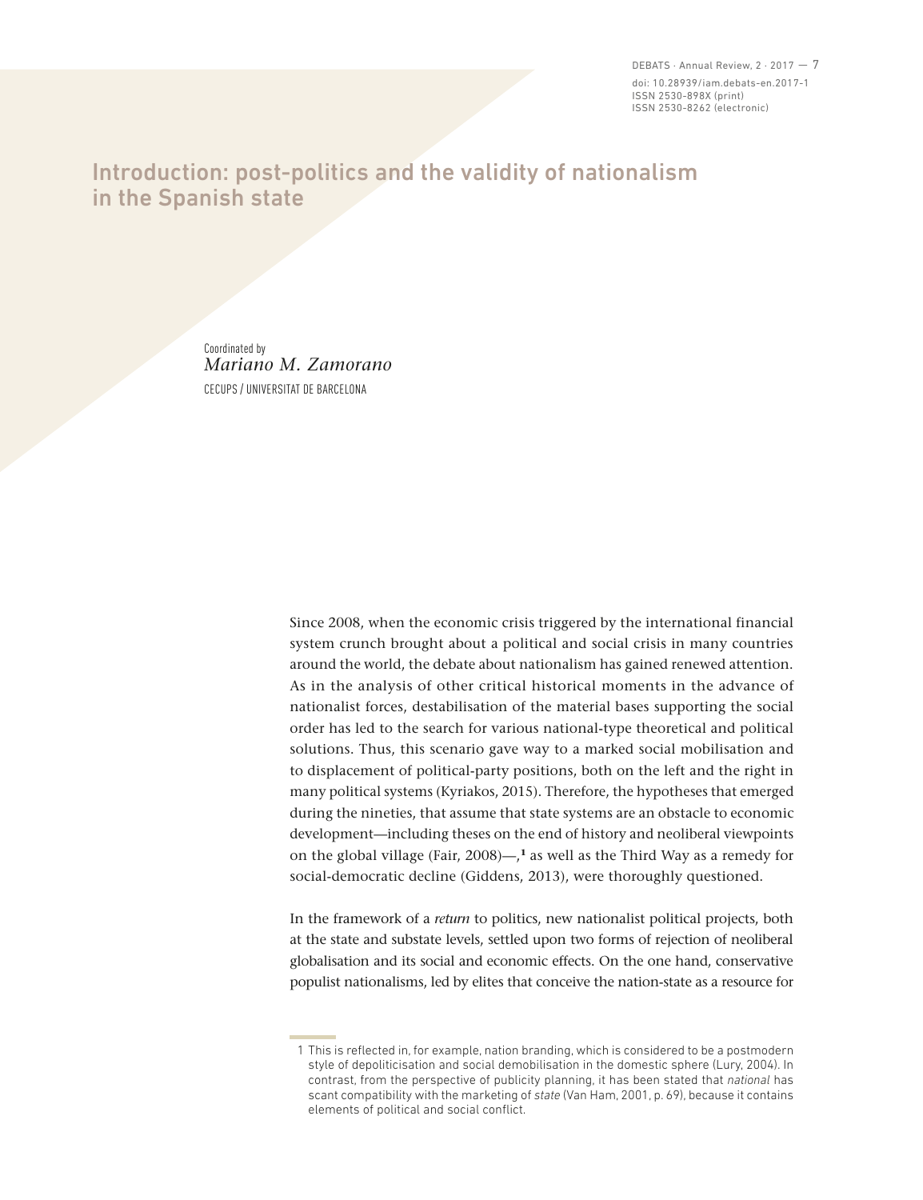# Introduction: post-politics and the validity of nationalism in the Spanish state

Coordinated by
*Mariano M. Zamorano*
CECUPS / UNIVERSITAT DE BARCELONA

Since 2008, when the economic crisis triggered by the international financial system crunch brought about a political and social crisis in many countries around the world, the debate about nationalism has gained renewed attention. As in the analysis of other critical historical moments in the advance of nationalist forces, destabilisation of the material bases supporting the social order has led to the search for various national-type theoretical and political solutions. Thus, this scenario gave way to a marked social mobilisation and to displacement of political-party positions, both on the left and the right in many political systems (Kyriakos, 2015). Therefore, the hypotheses that emerged during the nineties, that assume that state systems are an obstacle to economic development—including theses on the end of history and neoliberal viewpoints on the global village (Fair, 2008)—,[1] as well as the Third Way as a remedy for social-democratic decline (Giddens, 2013), were thoroughly questioned.

In the framework of a *return* to politics, new nationalist political projects, both at the state and substate levels, settled upon two forms of rejection of neoliberal globalisation and its social and economic effects. On the one hand, conservative populist nationalisms, led by elites that conceive the nation-state as a resource for

1 This is reflected in, for example, nation branding, which is considered to be a postmodern style of depoliticisation and social demobilisation in the domestic sphere (Lury, 2004). In contrast, from the perspective of publicity planning, it has been stated that *national* has scant compatibility with the marketing of *state* (Van Ham, 2001, p. 69), because it contains elements of political and social conflict.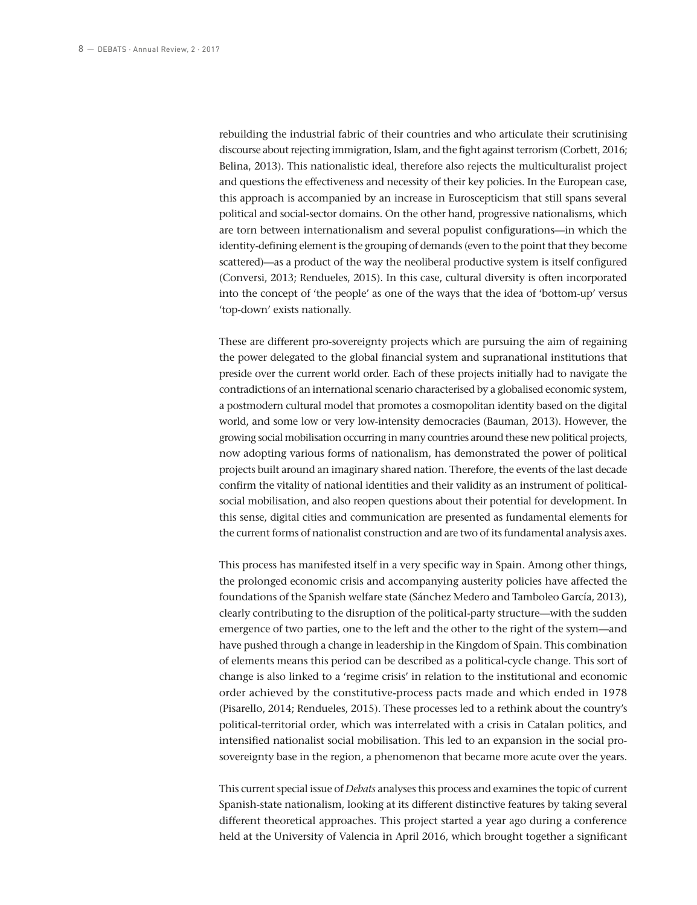rebuilding the industrial fabric of their countries and who articulate their scrutinising discourse about rejecting immigration, Islam, and the fight against terrorism (Corbett, 2016; Belina, 2013). This nationalistic ideal, therefore also rejects the multiculturalist project and questions the effectiveness and necessity of their key policies. In the European case, this approach is accompanied by an increase in Euroscepticism that still spans several political and social-sector domains. On the other hand, progressive nationalisms, which are torn between internationalism and several populist configurations—in which the identity-defining element is the grouping of demands (even to the point that they become scattered)—as a product of the way the neoliberal productive system is itself configured (Conversi, 2013; Rendueles, 2015). In this case, cultural diversity is often incorporated into the concept of 'the people' as one of the ways that the idea of 'bottom-up' versus 'top-down' exists nationally.

These are different pro-sovereignty projects which are pursuing the aim of regaining the power delegated to the global financial system and supranational institutions that preside over the current world order. Each of these projects initially had to navigate the contradictions of an international scenario characterised by a globalised economic system, a postmodern cultural model that promotes a cosmopolitan identity based on the digital world, and some low or very low-intensity democracies (Bauman, 2013). However, the growing social mobilisation occurring in many countries around these new political projects, now adopting various forms of nationalism, has demonstrated the power of political projects built around an imaginary shared nation. Therefore, the events of the last decade confirm the vitality of national identities and their validity as an instrument of political-social mobilisation, and also reopen questions about their potential for development. In this sense, digital cities and communication are presented as fundamental elements for the current forms of nationalist construction and are two of its fundamental analysis axes.

This process has manifested itself in a very specific way in Spain. Among other things, the prolonged economic crisis and accompanying austerity policies have affected the foundations of the Spanish welfare state (Sánchez Medero and Tamboleo García, 2013), clearly contributing to the disruption of the political-party structure—with the sudden emergence of two parties, one to the left and the other to the right of the system—and have pushed through a change in leadership in the Kingdom of Spain. This combination of elements means this period can be described as a political-cycle change. This sort of change is also linked to a 'regime crisis' in relation to the institutional and economic order achieved by the constitutive-process pacts made and which ended in 1978 (Pisarello, 2014; Rendueles, 2015). These processes led to a rethink about the country's political-territorial order, which was interrelated with a crisis in Catalan politics, and intensified nationalist social mobilisation. This led to an expansion in the social pro-sovereignty base in the region, a phenomenon that became more acute over the years.

This current special issue of *Debats* analyses this process and examines the topic of current Spanish-state nationalism, looking at its different distinctive features by taking several different theoretical approaches. This project started a year ago during a conference held at the University of Valencia in April 2016, which brought together a significant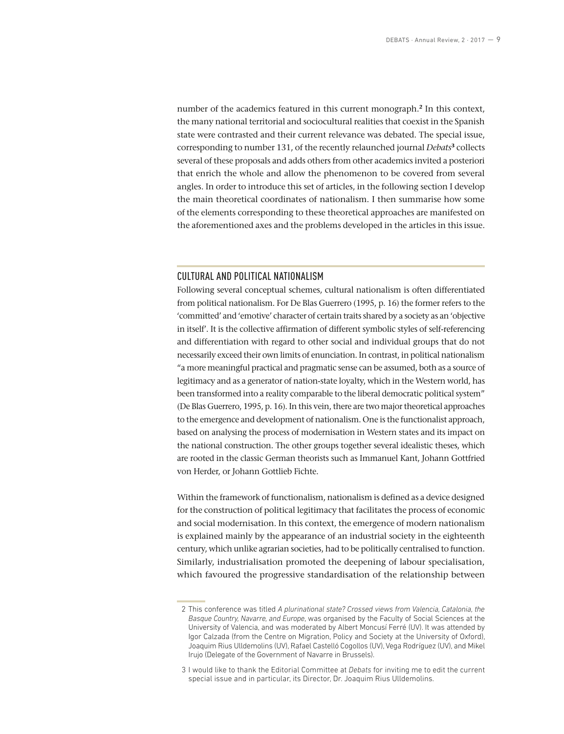number of the academics featured in this current monograph.[2] In this context, the many national territorial and sociocultural realities that coexist in the Spanish state were contrasted and their current relevance was debated. The special issue, corresponding to number 131, of the recently relaunched journal *Debats*[3] collects several of these proposals and adds others from other academics invited a posteriori that enrich the whole and allow the phenomenon to be covered from several angles. In order to introduce this set of articles, in the following section I develop the main theoretical coordinates of nationalism. I then summarise how some of the elements corresponding to these theoretical approaches are manifested on the aforementioned axes and the problems developed in the articles in this issue.

## CULTURAL AND POLITICAL NATIONALISM

Following several conceptual schemes, cultural nationalism is often differentiated from political nationalism. For De Blas Guerrero (1995, p. 16) the former refers to the 'committed' and 'emotive' character of certain traits shared by a society as an 'objective in itself'. It is the collective affirmation of different symbolic styles of self-referencing and differentiation with regard to other social and individual groups that do not necessarily exceed their own limits of enunciation. In contrast, in political nationalism "a more meaningful practical and pragmatic sense can be assumed, both as a source of legitimacy and as a generator of nation-state loyalty, which in the Western world, has been transformed into a reality comparable to the liberal democratic political system" (De Blas Guerrero, 1995, p. 16). In this vein, there are two major theoretical approaches to the emergence and development of nationalism. One is the functionalist approach, based on analysing the process of modernisation in Western states and its impact on the national construction. The other groups together several idealistic theses, which are rooted in the classic German theorists such as Immanuel Kant, Johann Gottfried von Herder, or Johann Gottlieb Fichte.

Within the framework of functionalism, nationalism is defined as a device designed for the construction of political legitimacy that facilitates the process of economic and social modernisation. In this context, the emergence of modern nationalism is explained mainly by the appearance of an industrial society in the eighteenth century, which unlike agrarian societies, had to be politically centralised to function. Similarly, industrialisation promoted the deepening of labour specialisation, which favoured the progressive standardisation of the relationship between

2 This conference was titled *A plurinational state? Crossed views from Valencia, Catalonia, the Basque Country, Navarre, and Europe*, was organised by the Faculty of Social Sciences at the University of Valencia, and was moderated by Albert Moncusí Ferré (UV). It was attended by Igor Calzada (from the Centre on Migration, Policy and Society at the University of Oxford), Joaquim Rius Ulldemolins (UV), Rafael Castelló Cogollos (UV), Vega Rodríguez (UV), and Mikel Irujo (Delegate of the Government of Navarre in Brussels).

3 I would like to thank the Editorial Committee at *Debats* for inviting me to edit the current special issue and in particular, its Director, Dr. Joaquim Rius Ulldemolins.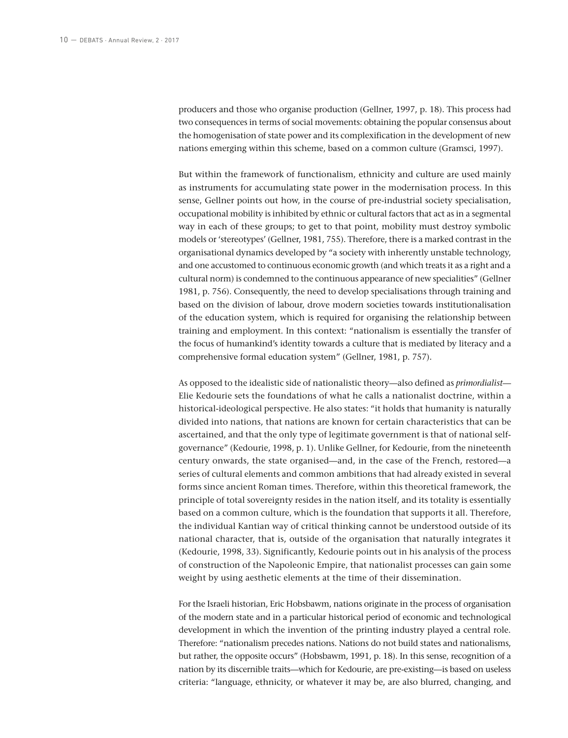producers and those who organise production (Gellner, 1997, p. 18). This process had two consequences in terms of social movements: obtaining the popular consensus about the homogenisation of state power and its complexification in the development of new nations emerging within this scheme, based on a common culture (Gramsci, 1997).

But within the framework of functionalism, ethnicity and culture are used mainly as instruments for accumulating state power in the modernisation process. In this sense, Gellner points out how, in the course of pre-industrial society specialisation, occupational mobility is inhibited by ethnic or cultural factors that act as in a segmental way in each of these groups; to get to that point, mobility must destroy symbolic models or 'stereotypes' (Gellner, 1981, 755). Therefore, there is a marked contrast in the organisational dynamics developed by "a society with inherently unstable technology, and one accustomed to continuous economic growth (and which treats it as a right and a cultural norm) is condemned to the continuous appearance of new specialities" (Gellner 1981, p. 756). Consequently, the need to develop specialisations through training and based on the division of labour, drove modern societies towards institutionalisation of the education system, which is required for organising the relationship between training and employment. In this context: "nationalism is essentially the transfer of the focus of humankind's identity towards a culture that is mediated by literacy and a comprehensive formal education system" (Gellner, 1981, p. 757).

As opposed to the idealistic side of nationalistic theory—also defined as *primordialist*—Elie Kedourie sets the foundations of what he calls a nationalist doctrine, within a historical-ideological perspective. He also states: "it holds that humanity is naturally divided into nations, that nations are known for certain characteristics that can be ascertained, and that the only type of legitimate government is that of national self-governance" (Kedourie, 1998, p. 1). Unlike Gellner, for Kedourie, from the nineteenth century onwards, the state organised—and, in the case of the French, restored—a series of cultural elements and common ambitions that had already existed in several forms since ancient Roman times. Therefore, within this theoretical framework, the principle of total sovereignty resides in the nation itself, and its totality is essentially based on a common culture, which is the foundation that supports it all. Therefore, the individual Kantian way of critical thinking cannot be understood outside of its national character, that is, outside of the organisation that naturally integrates it (Kedourie, 1998, 33). Significantly, Kedourie points out in his analysis of the process of construction of the Napoleonic Empire, that nationalist processes can gain some weight by using aesthetic elements at the time of their dissemination.

For the Israeli historian, Eric Hobsbawm, nations originate in the process of organisation of the modern state and in a particular historical period of economic and technological development in which the invention of the printing industry played a central role. Therefore: "nationalism precedes nations. Nations do not build states and nationalisms, but rather, the opposite occurs" (Hobsbawm, 1991, p. 18). In this sense, recognition of a nation by its discernible traits—which for Kedourie, are pre-existing—is based on useless criteria: "language, ethnicity, or whatever it may be, are also blurred, changing, and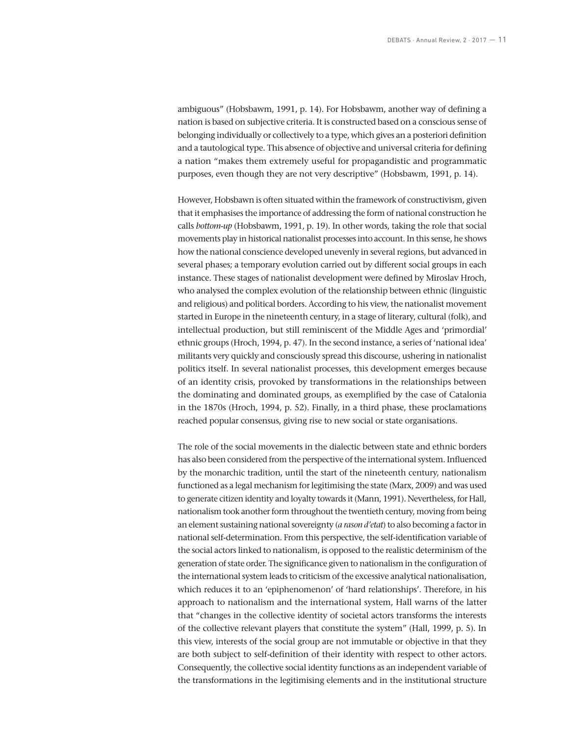ambiguous" (Hobsbawm, 1991, p. 14). For Hobsbawm, another way of defining a nation is based on subjective criteria. It is constructed based on a conscious sense of belonging individually or collectively to a type, which gives an a posteriori definition and a tautological type. This absence of objective and universal criteria for defining a nation "makes them extremely useful for propagandistic and programmatic purposes, even though they are not very descriptive" (Hobsbawm, 1991, p. 14).

However, Hobsbawn is often situated within the framework of constructivism, given that it emphasises the importance of addressing the form of national construction he calls *bottom-up* (Hobsbawm, 1991, p. 19). In other words, taking the role that social movements play in historical nationalist processes into account. In this sense, he shows how the national conscience developed unevenly in several regions, but advanced in several phases; a temporary evolution carried out by different social groups in each instance. These stages of nationalist development were defined by Miroslav Hroch, who analysed the complex evolution of the relationship between ethnic (linguistic and religious) and political borders. According to his view, the nationalist movement started in Europe in the nineteenth century, in a stage of literary, cultural (folk), and intellectual production, but still reminiscent of the Middle Ages and 'primordial' ethnic groups (Hroch, 1994, p. 47). In the second instance, a series of 'national idea' militants very quickly and consciously spread this discourse, ushering in nationalist politics itself. In several nationalist processes, this development emerges because of an identity crisis, provoked by transformations in the relationships between the dominating and dominated groups, as exemplified by the case of Catalonia in the 1870s (Hroch, 1994, p. 52). Finally, in a third phase, these proclamations reached popular consensus, giving rise to new social or state organisations.

The role of the social movements in the dialectic between state and ethnic borders has also been considered from the perspective of the international system. Influenced by the monarchic tradition, until the start of the nineteenth century, nationalism functioned as a legal mechanism for legitimising the state (Marx, 2009) and was used to generate citizen identity and loyalty towards it (Mann, 1991). Nevertheless, for Hall, nationalism took another form throughout the twentieth century, moving from being an element sustaining national sovereignty (*a rason d'etat*) to also becoming a factor in national self-determination. From this perspective, the self-identification variable of the social actors linked to nationalism, is opposed to the realistic determinism of the generation of state order. The significance given to nationalism in the configuration of the international system leads to criticism of the excessive analytical nationalisation, which reduces it to an 'epiphenomenon' of 'hard relationships'. Therefore, in his approach to nationalism and the international system, Hall warns of the latter that "changes in the collective identity of societal actors transforms the interests of the collective relevant players that constitute the system" (Hall, 1999, p. 5). In this view, interests of the social group are not immutable or objective in that they are both subject to self-definition of their identity with respect to other actors. Consequently, the collective social identity functions as an independent variable of the transformations in the legitimising elements and in the institutional structure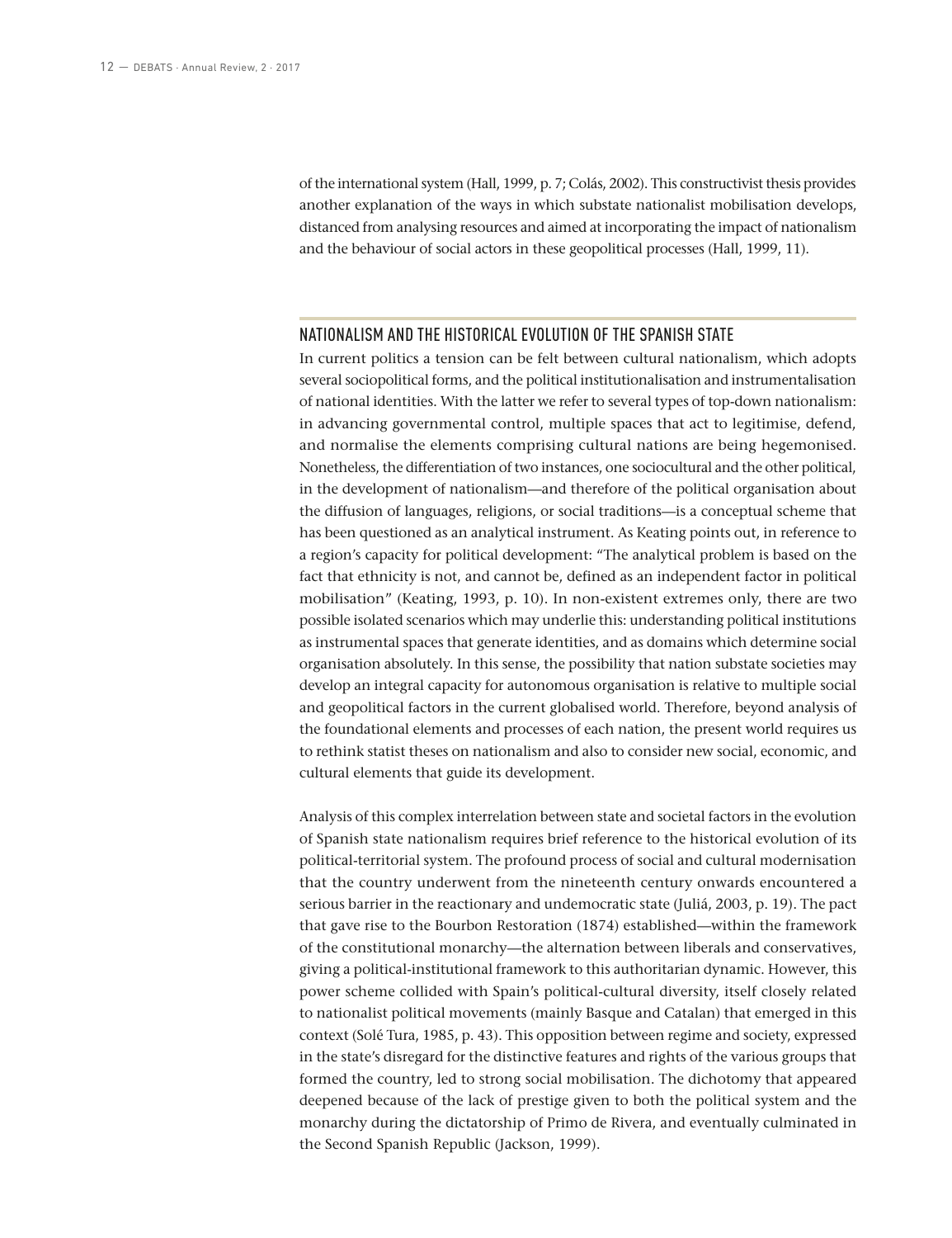of the international system (Hall, 1999, p. 7; Colás, 2002). This constructivist thesis provides another explanation of the ways in which substate nationalist mobilisation develops, distanced from analysing resources and aimed at incorporating the impact of nationalism and the behaviour of social actors in these geopolitical processes (Hall, 1999, 11).

## NATIONALISM AND THE HISTORICAL EVOLUTION OF THE SPANISH STATE

In current politics a tension can be felt between cultural nationalism, which adopts several sociopolitical forms, and the political institutionalisation and instrumentalisation of national identities. With the latter we refer to several types of top-down nationalism: in advancing governmental control, multiple spaces that act to legitimise, defend, and normalise the elements comprising cultural nations are being hegemonised. Nonetheless, the differentiation of two instances, one sociocultural and the other political, in the development of nationalism—and therefore of the political organisation about the diffusion of languages, religions, or social traditions—is a conceptual scheme that has been questioned as an analytical instrument. As Keating points out, in reference to a region's capacity for political development: "The analytical problem is based on the fact that ethnicity is not, and cannot be, defined as an independent factor in political mobilisation" (Keating, 1993, p. 10). In non-existent extremes only, there are two possible isolated scenarios which may underlie this: understanding political institutions as instrumental spaces that generate identities, and as domains which determine social organisation absolutely. In this sense, the possibility that nation substate societies may develop an integral capacity for autonomous organisation is relative to multiple social and geopolitical factors in the current globalised world. Therefore, beyond analysis of the foundational elements and processes of each nation, the present world requires us to rethink statist theses on nationalism and also to consider new social, economic, and cultural elements that guide its development.

Analysis of this complex interrelation between state and societal factors in the evolution of Spanish state nationalism requires brief reference to the historical evolution of its political-territorial system. The profound process of social and cultural modernisation that the country underwent from the nineteenth century onwards encountered a serious barrier in the reactionary and undemocratic state (Juliá, 2003, p. 19). The pact that gave rise to the Bourbon Restoration (1874) established—within the framework of the constitutional monarchy—the alternation between liberals and conservatives, giving a political-institutional framework to this authoritarian dynamic. However, this power scheme collided with Spain's political-cultural diversity, itself closely related to nationalist political movements (mainly Basque and Catalan) that emerged in this context (Solé Tura, 1985, p. 43). This opposition between regime and society, expressed in the state's disregard for the distinctive features and rights of the various groups that formed the country, led to strong social mobilisation. The dichotomy that appeared deepened because of the lack of prestige given to both the political system and the monarchy during the dictatorship of Primo de Rivera, and eventually culminated in the Second Spanish Republic (Jackson, 1999).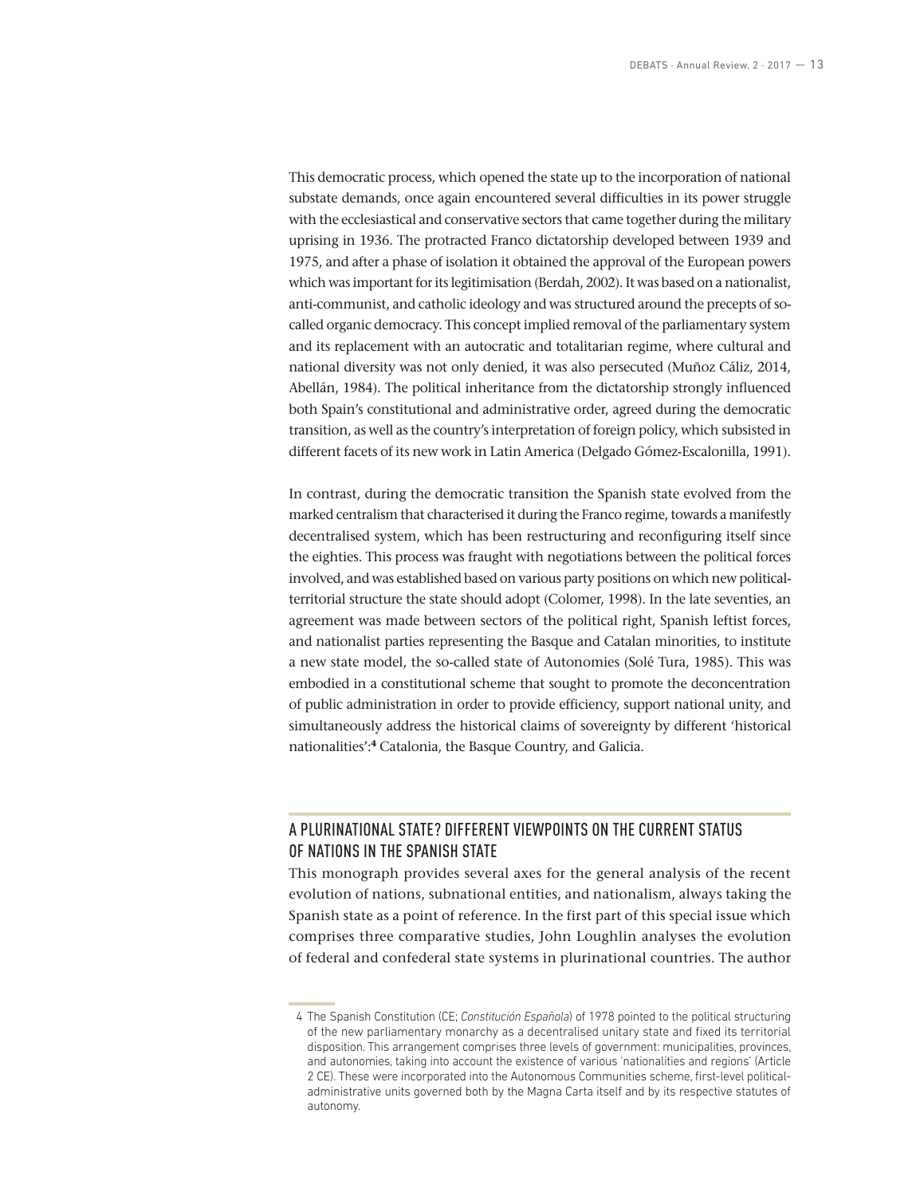This democratic process, which opened the state up to the incorporation of national substate demands, once again encountered several difficulties in its power struggle with the ecclesiastical and conservative sectors that came together during the military uprising in 1936. The protracted Franco dictatorship developed between 1939 and 1975, and after a phase of isolation it obtained the approval of the European powers which was important for its legitimisation (Berdah, 2002). It was based on a nationalist, anti-communist, and catholic ideology and was structured around the precepts of so-called organic democracy. This concept implied removal of the parliamentary system and its replacement with an autocratic and totalitarian regime, where cultural and national diversity was not only denied, it was also persecuted (Muñoz Cáliz, 2014, Abellán, 1984). The political inheritance from the dictatorship strongly influenced both Spain's constitutional and administrative order, agreed during the democratic transition, as well as the country's interpretation of foreign policy, which subsisted in different facets of its new work in Latin America (Delgado Gómez-Escalonilla, 1991).

In contrast, during the democratic transition the Spanish state evolved from the marked centralism that characterised it during the Franco regime, towards a manifestly decentralised system, which has been restructuring and reconfiguring itself since the eighties. This process was fraught with negotiations between the political forces involved, and was established based on various party positions on which new political-territorial structure the state should adopt (Colomer, 1998). In the late seventies, an agreement was made between sectors of the political right, Spanish leftist forces, and nationalist parties representing the Basque and Catalan minorities, to institute a new state model, the so-called state of Autonomies (Solé Tura, 1985). This was embodied in a constitutional scheme that sought to promote the deconcentration of public administration in order to provide efficiency, support national unity, and simultaneously address the historical claims of sovereignty by different 'historical nationalities':[4] Catalonia, the Basque Country, and Galicia.

## A PLURINATIONAL STATE? DIFFERENT VIEWPOINTS ON THE CURRENT STATUS OF NATIONS IN THE SPANISH STATE

This monograph provides several axes for the general analysis of the recent evolution of nations, subnational entities, and nationalism, always taking the Spanish state as a point of reference. In the first part of this special issue which comprises three comparative studies, John Loughlin analyses the evolution of federal and confederal state systems in plurinational countries. The author

4 The Spanish Constitution (CE; *Constitución Española*) of 1978 pointed to the political structuring of the new parliamentary monarchy as a decentralised unitary state and fixed its territorial disposition. This arrangement comprises three levels of government: municipalities, provinces, and autonomies, taking into account the existence of various 'nationalities and regions' (Article 2 CE). These were incorporated into the Autonomous Communities scheme, first-level political-administrative units governed both by the Magna Carta itself and by its respective statutes of autonomy.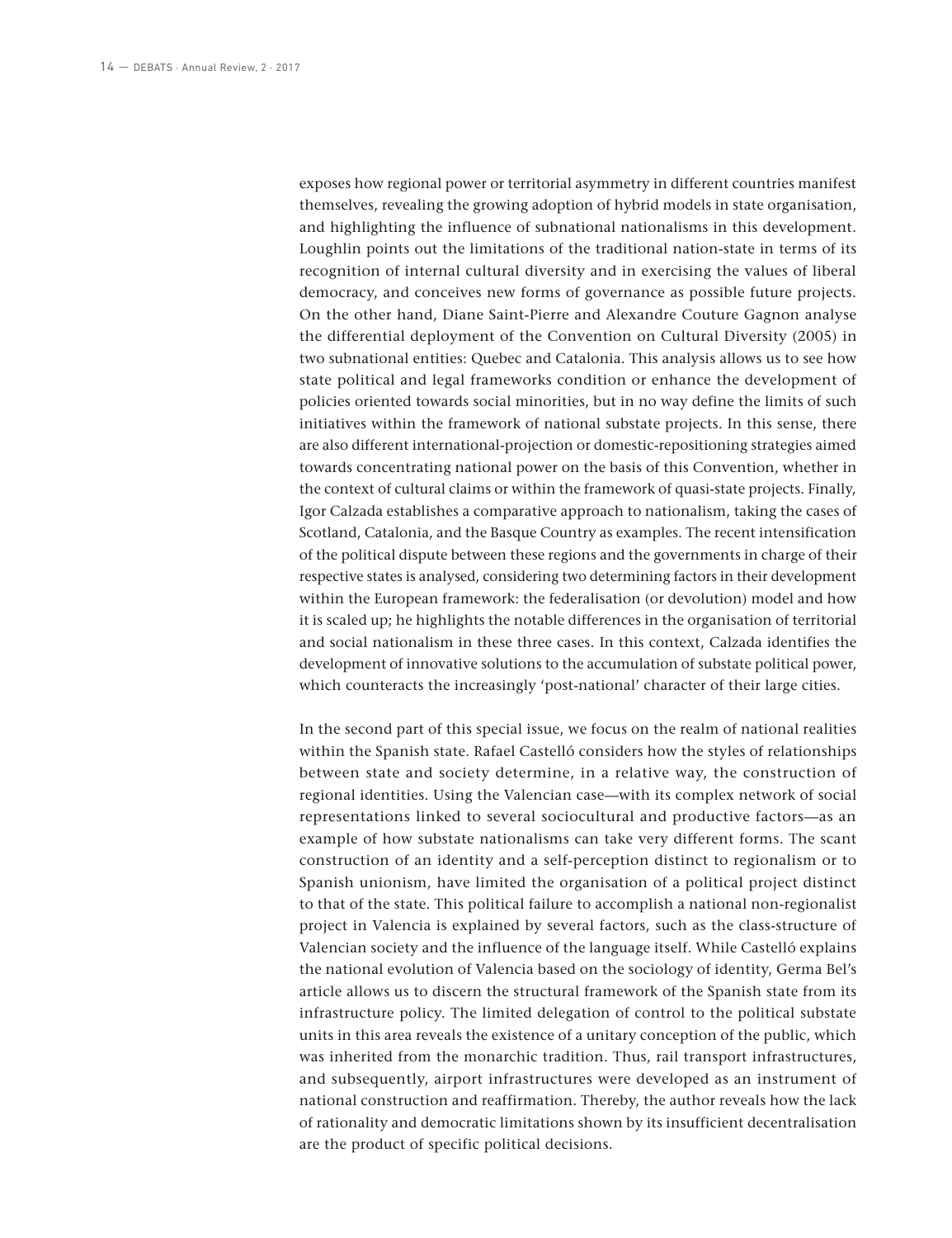exposes how regional power or territorial asymmetry in different countries manifest themselves, revealing the growing adoption of hybrid models in state organisation, and highlighting the influence of subnational nationalisms in this development. Loughlin points out the limitations of the traditional nation-state in terms of its recognition of internal cultural diversity and in exercising the values of liberal democracy, and conceives new forms of governance as possible future projects. On the other hand, Diane Saint-Pierre and Alexandre Couture Gagnon analyse the differential deployment of the Convention on Cultural Diversity (2005) in two subnational entities: Quebec and Catalonia. This analysis allows us to see how state political and legal frameworks condition or enhance the development of policies oriented towards social minorities, but in no way define the limits of such initiatives within the framework of national substate projects. In this sense, there are also different international-projection or domestic-repositioning strategies aimed towards concentrating national power on the basis of this Convention, whether in the context of cultural claims or within the framework of quasi-state projects. Finally, Igor Calzada establishes a comparative approach to nationalism, taking the cases of Scotland, Catalonia, and the Basque Country as examples. The recent intensification of the political dispute between these regions and the governments in charge of their respective states is analysed, considering two determining factors in their development within the European framework: the federalisation (or devolution) model and how it is scaled up; he highlights the notable differences in the organisation of territorial and social nationalism in these three cases. In this context, Calzada identifies the development of innovative solutions to the accumulation of substate political power, which counteracts the increasingly 'post-national' character of their large cities.

In the second part of this special issue, we focus on the realm of national realities within the Spanish state. Rafael Castelló considers how the styles of relationships between state and society determine, in a relative way, the construction of regional identities. Using the Valencian case—with its complex network of social representations linked to several sociocultural and productive factors—as an example of how substate nationalisms can take very different forms. The scant construction of an identity and a self-perception distinct to regionalism or to Spanish unionism, have limited the organisation of a political project distinct to that of the state. This political failure to accomplish a national non-regionalist project in Valencia is explained by several factors, such as the class-structure of Valencian society and the influence of the language itself. While Castelló explains the national evolution of Valencia based on the sociology of identity, Germa Bel's article allows us to discern the structural framework of the Spanish state from its infrastructure policy. The limited delegation of control to the political substate units in this area reveals the existence of a unitary conception of the public, which was inherited from the monarchic tradition. Thus, rail transport infrastructures, and subsequently, airport infrastructures were developed as an instrument of national construction and reaffirmation. Thereby, the author reveals how the lack of rationality and democratic limitations shown by its insufficient decentralisation are the product of specific political decisions.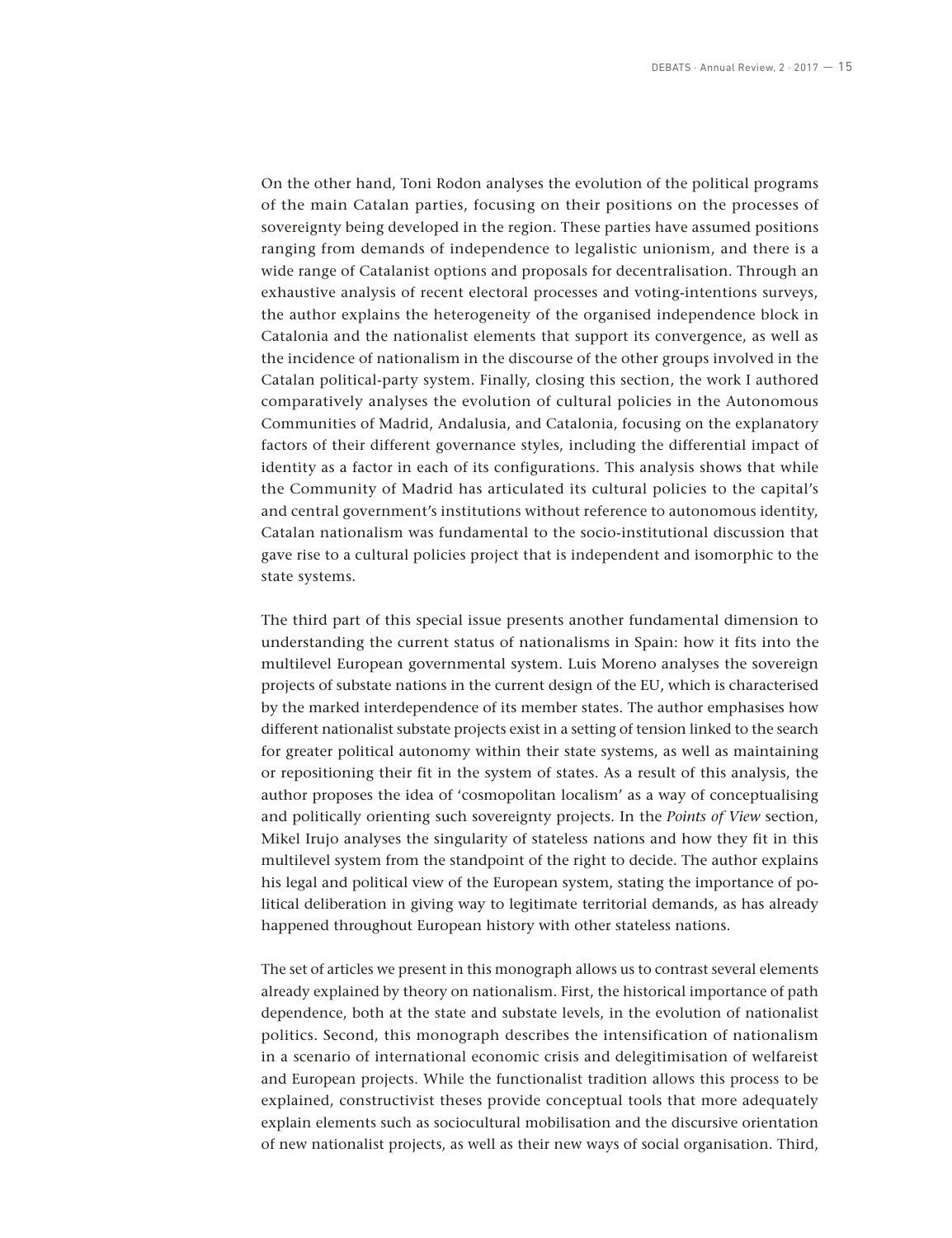On the other hand, Toni Rodon analyses the evolution of the political programs of the main Catalan parties, focusing on their positions on the processes of sovereignty being developed in the region. These parties have assumed positions ranging from demands of independence to legalistic unionism, and there is a wide range of Catalanist options and proposals for decentralisation. Through an exhaustive analysis of recent electoral processes and voting-intentions surveys, the author explains the heterogeneity of the organised independence block in Catalonia and the nationalist elements that support its convergence, as well as the incidence of nationalism in the discourse of the other groups involved in the Catalan political-party system. Finally, closing this section, the work I authored comparatively analyses the evolution of cultural policies in the Autonomous Communities of Madrid, Andalusia, and Catalonia, focusing on the explanatory factors of their different governance styles, including the differential impact of identity as a factor in each of its configurations. This analysis shows that while the Community of Madrid has articulated its cultural policies to the capital's and central government's institutions without reference to autonomous identity, Catalan nationalism was fundamental to the socio-institutional discussion that gave rise to a cultural policies project that is independent and isomorphic to the state systems.

The third part of this special issue presents another fundamental dimension to understanding the current status of nationalisms in Spain: how it fits into the multilevel European governmental system. Luis Moreno analyses the sovereign projects of substate nations in the current design of the EU, which is characterised by the marked interdependence of its member states. The author emphasises how different nationalist substate projects exist in a setting of tension linked to the search for greater political autonomy within their state systems, as well as maintaining or repositioning their fit in the system of states. As a result of this analysis, the author proposes the idea of 'cosmopolitan localism' as a way of conceptualising and politically orienting such sovereignty projects. In the *Points of View* section, Mikel Irujo analyses the singularity of stateless nations and how they fit in this multilevel system from the standpoint of the right to decide. The author explains his legal and political view of the European system, stating the importance of political deliberation in giving way to legitimate territorial demands, as has already happened throughout European history with other stateless nations.

The set of articles we present in this monograph allows us to contrast several elements already explained by theory on nationalism. First, the historical importance of path dependence, both at the state and substate levels, in the evolution of nationalist politics. Second, this monograph describes the intensification of nationalism in a scenario of international economic crisis and delegitimisation of welfareist and European projects. While the functionalist tradition allows this process to be explained, constructivist theses provide conceptual tools that more adequately explain elements such as sociocultural mobilisation and the discursive orientation of new nationalist projects, as well as their new ways of social organisation. Third,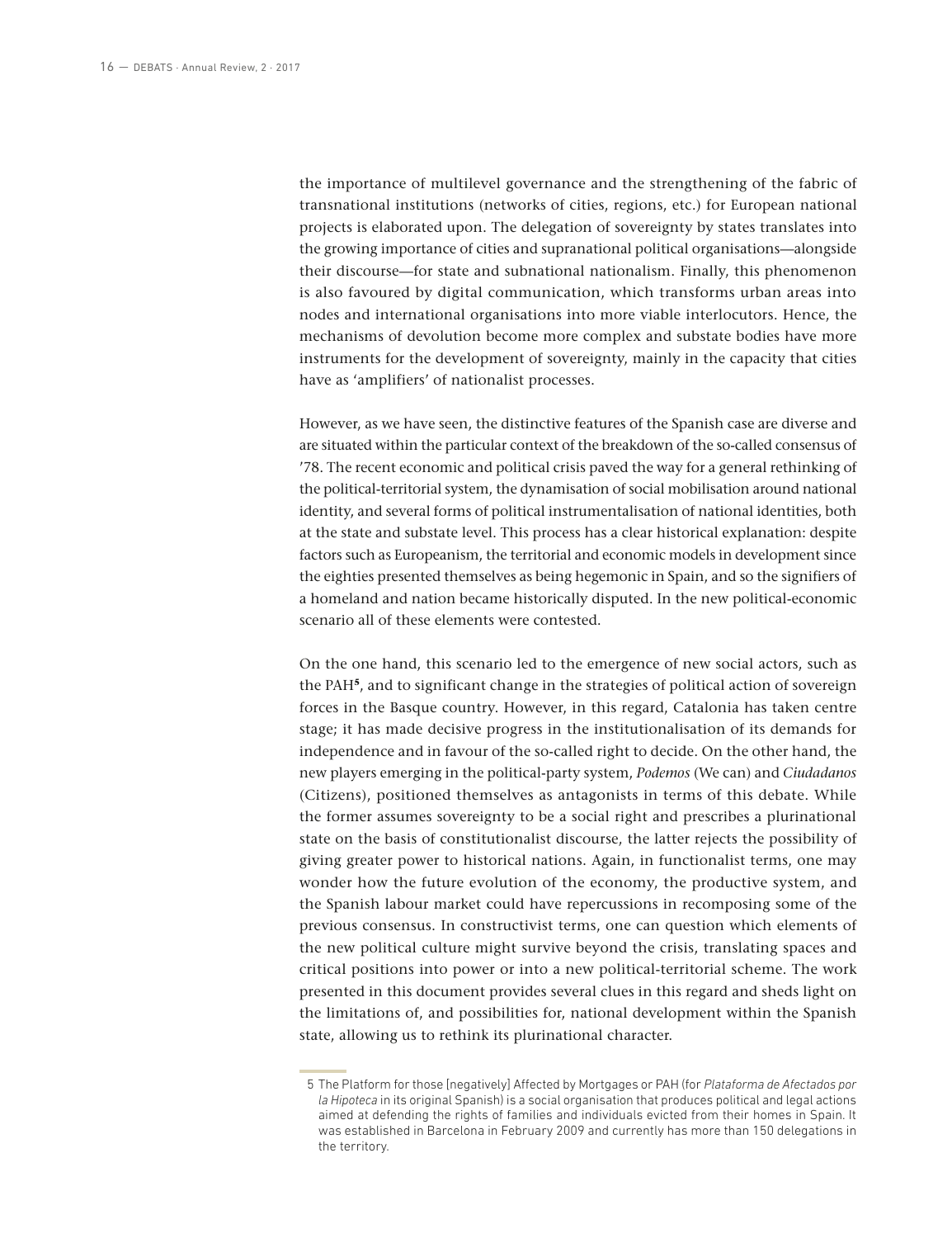the importance of multilevel governance and the strengthening of the fabric of transnational institutions (networks of cities, regions, etc.) for European national projects is elaborated upon. The delegation of sovereignty by states translates into the growing importance of cities and supranational political organisations—alongside their discourse—for state and subnational nationalism. Finally, this phenomenon is also favoured by digital communication, which transforms urban areas into nodes and international organisations into more viable interlocutors. Hence, the mechanisms of devolution become more complex and substate bodies have more instruments for the development of sovereignty, mainly in the capacity that cities have as 'amplifiers' of nationalist processes.

However, as we have seen, the distinctive features of the Spanish case are diverse and are situated within the particular context of the breakdown of the so-called consensus of '78. The recent economic and political crisis paved the way for a general rethinking of the political-territorial system, the dynamisation of social mobilisation around national identity, and several forms of political instrumentalisation of national identities, both at the state and substate level. This process has a clear historical explanation: despite factors such as Europeanism, the territorial and economic models in development since the eighties presented themselves as being hegemonic in Spain, and so the signifiers of a homeland and nation became historically disputed. In the new political-economic scenario all of these elements were contested.

On the one hand, this scenario led to the emergence of new social actors, such as the PAH[5], and to significant change in the strategies of political action of sovereign forces in the Basque country. However, in this regard, Catalonia has taken centre stage; it has made decisive progress in the institutionalisation of its demands for independence and in favour of the so-called right to decide. On the other hand, the new players emerging in the political-party system, *Podemos* (We can) and *Ciudadanos* (Citizens), positioned themselves as antagonists in terms of this debate. While the former assumes sovereignty to be a social right and prescribes a plurinational state on the basis of constitutionalist discourse, the latter rejects the possibility of giving greater power to historical nations. Again, in functionalist terms, one may wonder how the future evolution of the economy, the productive system, and the Spanish labour market could have repercussions in recomposing some of the previous consensus. In constructivist terms, one can question which elements of the new political culture might survive beyond the crisis, translating spaces and critical positions into power or into a new political-territorial scheme. The work presented in this document provides several clues in this regard and sheds light on the limitations of, and possibilities for, national development within the Spanish state, allowing us to rethink its plurinational character.

5 The Platform for those [negatively] Affected by Mortgages or PAH (for *Plataforma de Afectados por la Hipoteca* in its original Spanish) is a social organisation that produces political and legal actions aimed at defending the rights of families and individuals evicted from their homes in Spain. It was established in Barcelona in February 2009 and currently has more than 150 delegations in the territory.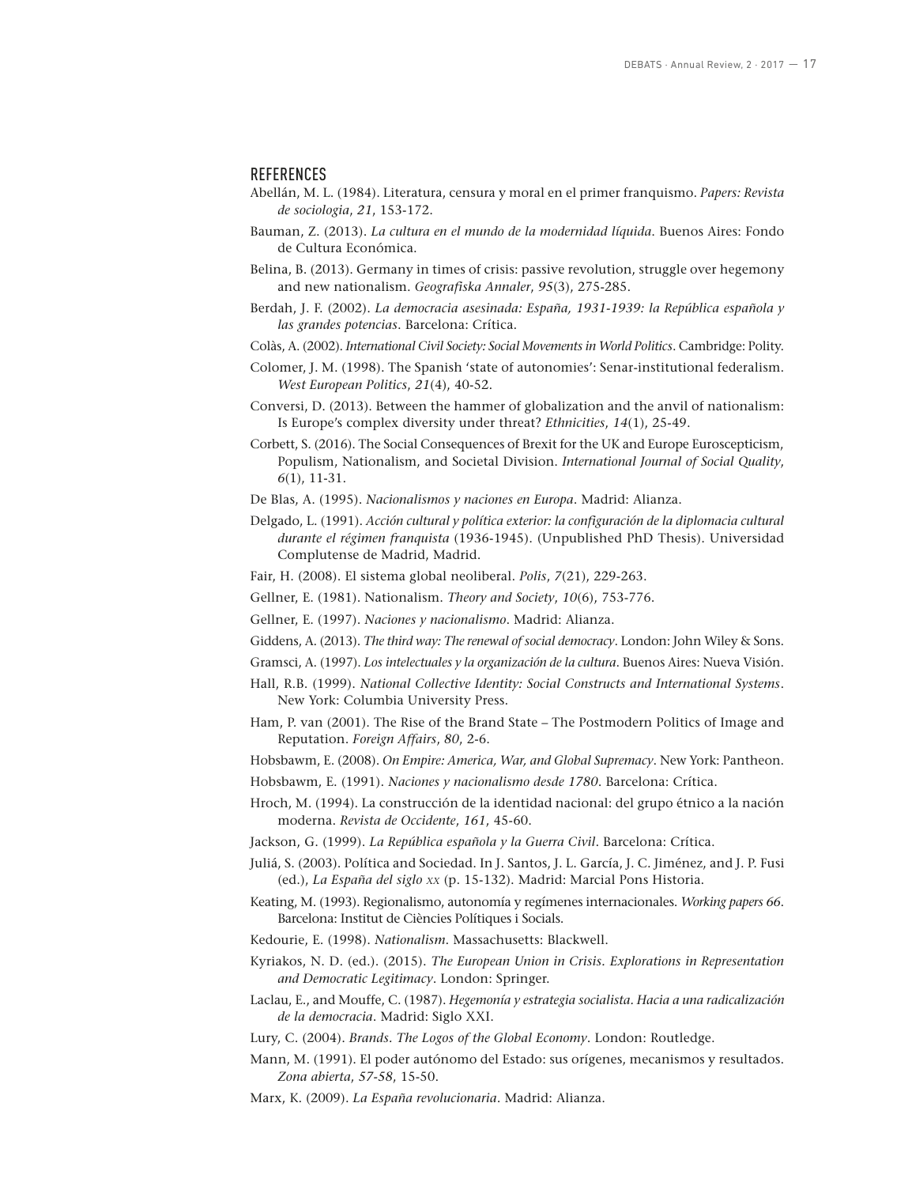## REFERENCES

Abellán, M. L. (1984). Literatura, censura y moral en el primer franquismo. *Papers: Revista de sociologia*, *21*, 153-172.

Bauman, Z. (2013). *La cultura en el mundo de la modernidad líquida*. Buenos Aires: Fondo de Cultura Económica.

Belina, B. (2013). Germany in times of crisis: passive revolution, struggle over hegemony and new nationalism. *Geografiska Annaler*, *95*(3), 275-285.

Berdah, J. F. (2002). *La democracia asesinada: España, 1931-1939: la República española y las grandes potencias*. Barcelona: Crítica.

Colàs, A. (2002). *International Civil Society: Social Movements in World Politics*. Cambridge: Polity.

Colomer, J. M. (1998). The Spanish 'state of autonomies': Senar-institutional federalism. *West European Politics*, *21*(4), 40-52.

Conversi, D. (2013). Between the hammer of globalization and the anvil of nationalism: Is Europe's complex diversity under threat? *Ethnicities*, *14*(1), 25-49.

Corbett, S. (2016). The Social Consequences of Brexit for the UK and Europe Euroscepticism, Populism, Nationalism, and Societal Division. *International Journal of Social Quality*, *6*(1), 11-31.

De Blas, A. (1995). *Nacionalismos y naciones en Europa*. Madrid: Alianza.

Delgado, L. (1991). *Acción cultural y política exterior: la configuración de la diplomacia cultural durante el régimen franquista* (1936-1945). (Unpublished PhD Thesis). Universidad Complutense de Madrid, Madrid.

Fair, H. (2008). El sistema global neoliberal. *Polis*, *7*(21), 229-263.

Gellner, E. (1981). Nationalism. *Theory and Society*, *10*(6), 753-776.

Gellner, E. (1997). *Naciones y nacionalismo*. Madrid: Alianza.

Giddens, A. (2013). *The third way: The renewal of social democracy*. London: John Wiley & Sons.

Gramsci, A. (1997). *Los intelectuales y la organización de la cultura*. Buenos Aires: Nueva Visión.

Hall, R.B. (1999). *National Collective Identity: Social Constructs and International Systems*. New York: Columbia University Press.

Ham, P. van (2001). The Rise of the Brand State – The Postmodern Politics of Image and Reputation. *Foreign Affairs*, *80*, 2-6.

Hobsbawm, E. (2008). *On Empire: America, War, and Global Supremacy*. New York: Pantheon.

Hobsbawm, E. (1991). *Naciones y nacionalismo desde 1780*. Barcelona: Crítica.

Hroch, M. (1994). La construcción de la identidad nacional: del grupo étnico a la nación moderna. *Revista de Occidente*, *161*, 45-60.

Jackson, G. (1999). *La República española y la Guerra Civil*. Barcelona: Crítica.

Juliá, S. (2003). Política and Sociedad. In J. Santos, J. L. García, J. C. Jiménez, and J. P. Fusi (ed.), *La España del siglo xx* (p. 15-132). Madrid: Marcial Pons Historia.

Keating, M. (1993). Regionalismo, autonomía y regímenes internacionales. *Working papers 66*. Barcelona: Institut de Ciències Polítiques i Socials.

Kedourie, E. (1998). *Nationalism*. Massachusetts: Blackwell.

Kyriakos, N. D. (ed.). (2015). *The European Union in Crisis. Explorations in Representation and Democratic Legitimacy*. London: Springer.

Laclau, E., and Mouffe, C. (1987). *Hegemonía y estrategia socialista. Hacia a una radicalización de la democracia*. Madrid: Siglo XXI.

Lury, C. (2004). *Brands. The Logos of the Global Economy*. London: Routledge.

Mann, M. (1991). El poder autónomo del Estado: sus orígenes, mecanismos y resultados. *Zona abierta*, *57-58*, 15-50.

Marx, K. (2009). *La España revolucionaria*. Madrid: Alianza.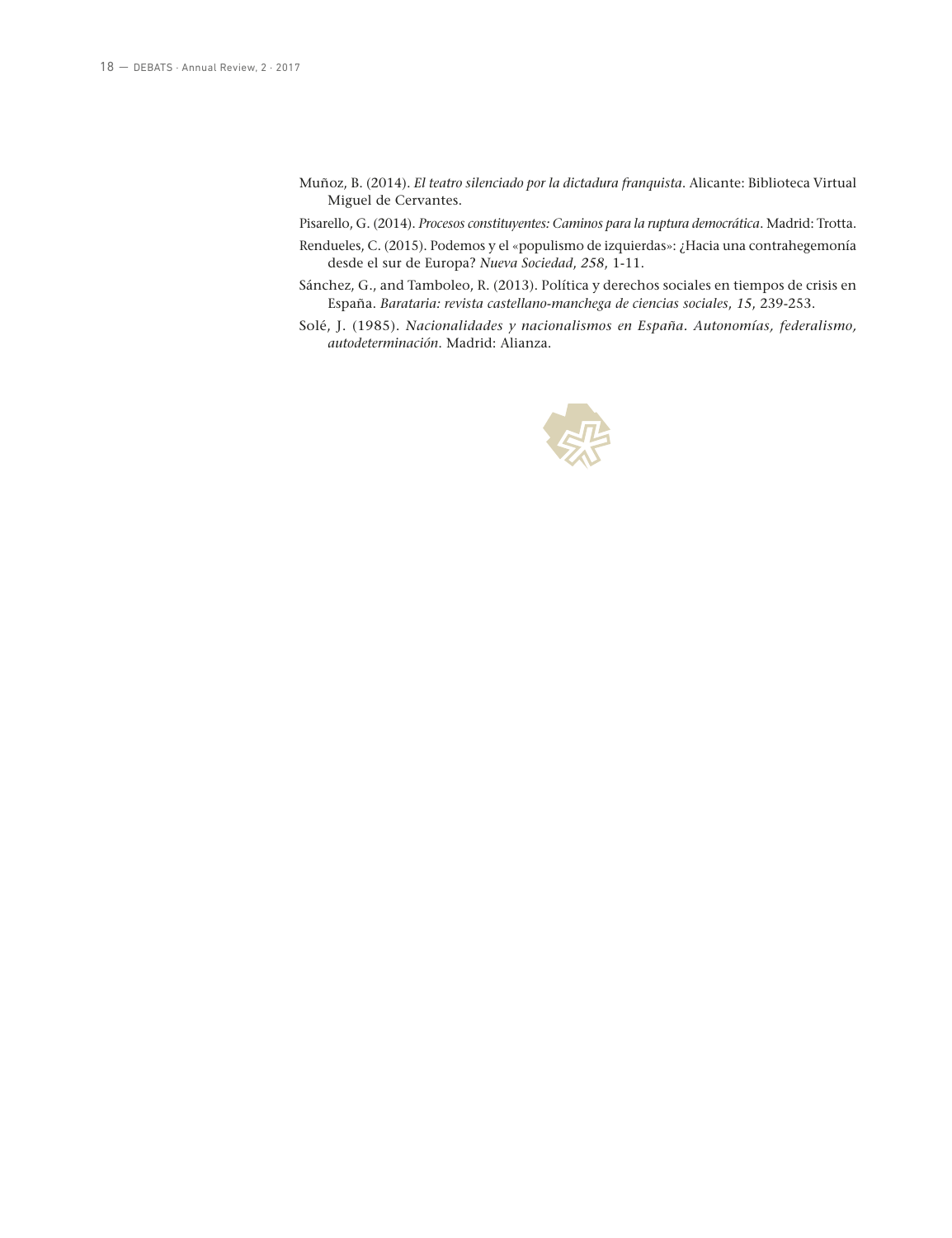Muñoz, B. (2014). *El teatro silenciado por la dictadura franquista*. Alicante: Biblioteca Virtual Miguel de Cervantes.

Pisarello, G. (2014). *Procesos constituyentes: Caminos para la ruptura democrática*. Madrid: Trotta.

Rendueles, C. (2015). Podemos y el «populismo de izquierdas»: ¿Hacia una contrahegemonía desde el sur de Europa? *Nueva Sociedad*, *258*, 1-11.

Sánchez, G., and Tamboleo, R. (2013). Política y derechos sociales en tiempos de crisis en España. *Barataria: revista castellano-manchega de ciencias sociales*, *15*, 239-253.

Solé, J. (1985). *Nacionalidades y nacionalismos en España. Autonomías, federalismo, autodeterminación*. Madrid: Alianza.